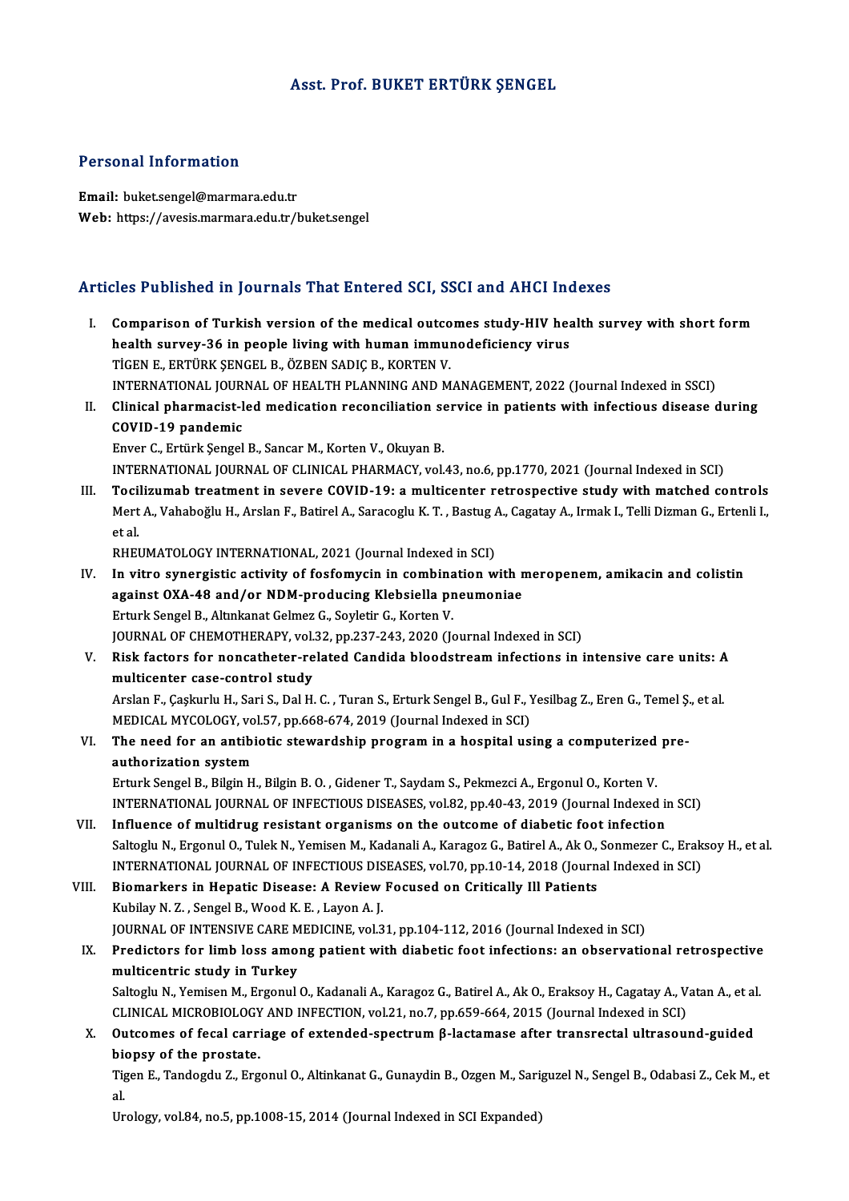# Asst. Prof. BUKET ERTÜRK ŞENGEL

## Personal Information

**Email:** buket.sengel@marmara.edu.tr
**Web:** https://avesis.marmara.edu.tr/buket.sengel

## Articles Published in Journals That Entered SCI, SSCI and AHCI Indexes

I. **Comparison of Turkish version of the medical outcomes study-HIV health survey with short form health survey-36 in people living with human immunodeficiency virus**
TİGEN E., ERTÜRK ŞENGEL B., ÖZBEN SADIÇ B., KORTEN V.
INTERNATIONAL JOURNAL OF HEALTH PLANNING AND MANAGEMENT, 2022 (Journal Indexed in SSCI)

II. **Clinical pharmacist-led medication reconciliation service in patients with infectious disease during COVID-19 pandemic**
Enver C., Ertürk Şengel B., Sancar M., Korten V., Okuyan B.
INTERNATIONAL JOURNAL OF CLINICAL PHARMACY, vol.43, no.6, pp.1770, 2021 (Journal Indexed in SCI)

III. **Tocilizumab treatment in severe COVID-19: a multicenter retrospective study with matched controls**
Mert A., Vahaboğlu H., Arslan F., Batirel A., Saracoglu K. T. , Bastug A., Cagatay A., Irmak I., Telli Dizman G., Ertenli I., et al.
RHEUMATOLOGY INTERNATIONAL, 2021 (Journal Indexed in SCI)

IV. **In vitro synergistic activity of fosfomycin in combination with meropenem, amikacin and colistin against OXA-48 and/or NDM-producing Klebsiella pneumoniae**
Erturk Sengel B., Altınkanat Gelmez G., Soyletir G., Korten V.
JOURNAL OF CHEMOTHERAPY, vol.32, pp.237-243, 2020 (Journal Indexed in SCI)

V. **Risk factors for noncatheter-related Candida bloodstream infections in intensive care units: A multicenter case-control study**
Arslan F., Çaşkurlu H., Sari S., Dal H. C. , Turan S., Erturk Sengel B., Gul F., Yesilbag Z., Eren G., Temel Ş., et al.
MEDICAL MYCOLOGY, vol.57, pp.668-674, 2019 (Journal Indexed in SCI)

VI. **The need for an antibiotic stewardship program in a hospital using a computerized pre-authorization system**
Erturk Sengel B., Bilgin H., Bilgin B. O. , Gidener T., Saydam S., Pekmezci A., Ergonul O., Korten V.
INTERNATIONAL JOURNAL OF INFECTIOUS DISEASES, vol.82, pp.40-43, 2019 (Journal Indexed in SCI)

VII. **Influence of multidrug resistant organisms on the outcome of diabetic foot infection**
Saltoglu N., Ergonul O., Tulek N., Yemisen M., Kadanali A., Karagoz G., Batirel A., Ak O., Sonmezer C., Eraksoy H., et al.
INTERNATIONAL JOURNAL OF INFECTIOUS DISEASES, vol.70, pp.10-14, 2018 (Journal Indexed in SCI)

VIII. **Biomarkers in Hepatic Disease: A Review Focused on Critically Ill Patients**
Kubilay N. Z. , Sengel B., Wood K. E. , Layon A. J.
JOURNAL OF INTENSIVE CARE MEDICINE, vol.31, pp.104-112, 2016 (Journal Indexed in SCI)

IX. **Predictors for limb loss among patient with diabetic foot infections: an observational retrospective multicentric study in Turkey**
Saltoglu N., Yemisen M., Ergonul O., Kadanali A., Karagoz G., Batirel A., Ak O., Eraksoy H., Cagatay A., Vatan A., et al.
CLINICAL MICROBIOLOGY AND INFECTION, vol.21, no.7, pp.659-664, 2015 (Journal Indexed in SCI)

X. **Outcomes of fecal carriage of extended-spectrum β-lactamase after transrectal ultrasound-guided biopsy of the prostate.**
Tigen E., Tandogdu Z., Ergonul O., Altinkanat G., Gunaydin B., Ozgen M., Sariguzel N., Sengel B., Odabasi Z., Cek M., et al.
Urology, vol.84, no.5, pp.1008-15, 2014 (Journal Indexed in SCI Expanded)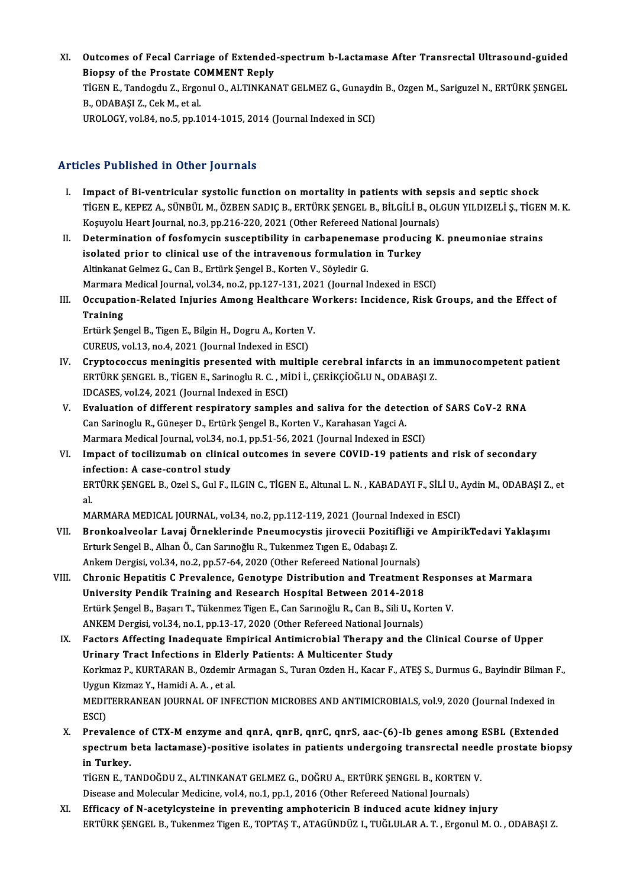XI. **Outcomes of Fecal Carriage of Extended-spectrum b-Lactamase After Transrectal Ultrasound-guided Biopsy of the Prostate COMMENT Reply**
TİGEN E., Tandogdu Z., Ergonul O., ALTINKANAT GELMEZ G., Gunaydin B., Ozgen M., Sariguzel N., ERTÜRK ŞENGEL B., ODABAŞI Z., Cek M., et al.
UROLOGY, vol.84, no.5, pp.1014-1015, 2014 (Journal Indexed in SCI)

## Articles Published in Other Journals

I. **Impact of Bi-ventricular systolic function on mortality in patients with sepsis and septic shock**
TİGEN E., KEPEZ A., SÜNBÜL M., ÖZBEN SADIÇ B., ERTÜRK ŞENGEL B., BİLGİLİ B., OLGUN YILDIZELİ Ş., TİGEN M. K.
Koşuyolu Heart Journal, no.3, pp.216-220, 2021 (Other Refereed National Journals)

II. **Determination of fosfomycin susceptibility in carbapenemase producing K. pneumoniae strains isolated prior to clinical use of the intravenous formulation in Turkey**
Altinkanat Gelmez G., Can B., Ertürk Şengel B., Korten V., Söyledir G.
Marmara Medical Journal, vol.34, no.2, pp.127-131, 2021 (Journal Indexed in ESCI)

III. **Occupation-Related Injuries Among Healthcare Workers: Incidence, Risk Groups, and the Effect of Training**
Ertürk Şengel B., Tigen E., Bilgin H., Dogru A., Korten V.
CUREUS, vol.13, no.4, 2021 (Journal Indexed in ESCI)

IV. **Cryptococcus meningitis presented with multiple cerebral infarcts in an immunocompetent patient**
ERTÜRK ŞENGEL B., TİGEN E., Sarinoglu R. C. , MİDİ İ., ÇERİKÇİOĞLU N., ODABAŞI Z.
IDCASES, vol.24, 2021 (Journal Indexed in ESCI)

V. **Evaluation of different respiratory samples and saliva for the detection of SARS CoV-2 RNA**
Can Sarinoglu R., Güneşer D., Ertürk Şengel B., Korten V., Karahasan Yagci A.
Marmara Medical Journal, vol.34, no.1, pp.51-56, 2021 (Journal Indexed in ESCI)

VI. **Impact of tocilizumab on clinical outcomes in severe COVID-19 patients and risk of secondary infection: A case-control study**
ERTÜRK ŞENGEL B., Ozel S., Gul F., ILGIN C., TİGEN E., Altunal L. N. , KABADAYI F., SİLİ U., Aydin M., ODABAŞI Z., et al.
MARMARA MEDICAL JOURNAL, vol.34, no.2, pp.112-119, 2021 (Journal Indexed in ESCI)

VII. **Bronkoalveolar Lavaj Örneklerinde Pneumocystis jirovecii Pozitifliği ve AmpirikTedavi Yaklaşımı**
Erturk Sengel B., Alhan Ö., Can Sarınoğlu R., Tukenmez Tıgen E., Odabaşı Z.
Ankem Dergisi, vol.34, no.2, pp.57-64, 2020 (Other Refereed National Journals)

VIII. **Chronic Hepatitis C Prevalence, Genotype Distribution and Treatment Responses at Marmara University Pendik Training and Research Hospital Between 2014-2018**
Ertürk Şengel B., Başarı T., Tükenmez Tigen E., Can Sarınoğlu R., Can B., Sili U., Korten V.
ANKEM Dergisi, vol.34, no.1, pp.13-17, 2020 (Other Refereed National Journals)

IX. **Factors Affecting Inadequate Empirical Antimicrobial Therapy and the Clinical Course of Upper Urinary Tract Infections in Elderly Patients: A Multicenter Study**
Korkmaz P., KURTARAN B., Ozdemir Armagan S., Turan Ozden H., Kacar F., ATEŞ S., Durmus G., Bayindir Bilman F., Uygun Kizmaz Y., Hamidi A. A. , et al.
MEDITERRANEAN JOURNAL OF INFECTION MICROBES AND ANTIMICROBIALS, vol.9, 2020 (Journal Indexed in ESCI)

X. **Prevalence of CTX-M enzyme and qnrA, qnrB, qnrC, qnrS, aac-(6)-Ib genes among ESBL (Extended spectrum beta lactamase)-positive isolates in patients undergoing transrectal needle prostate biopsy in Turkey.**
TİGEN E., TANDOĞDU Z., ALTINKANAT GELMEZ G., DOĞRU A., ERTÜRK ŞENGEL B., KORTEN V.
Disease and Molecular Medicine, vol.4, no.1, pp.1, 2016 (Other Refereed National Journals)

XI. **Efficacy of N-acetylcysteine in preventing amphotericin B induced acute kidney injury**
ERTÜRK ŞENGEL B., Tukenmez Tigen E., TOPTAŞ T., ATAGÜNDÜZ I., TUĞLULAR A. T. , Ergonul M. O. , ODABAŞI Z.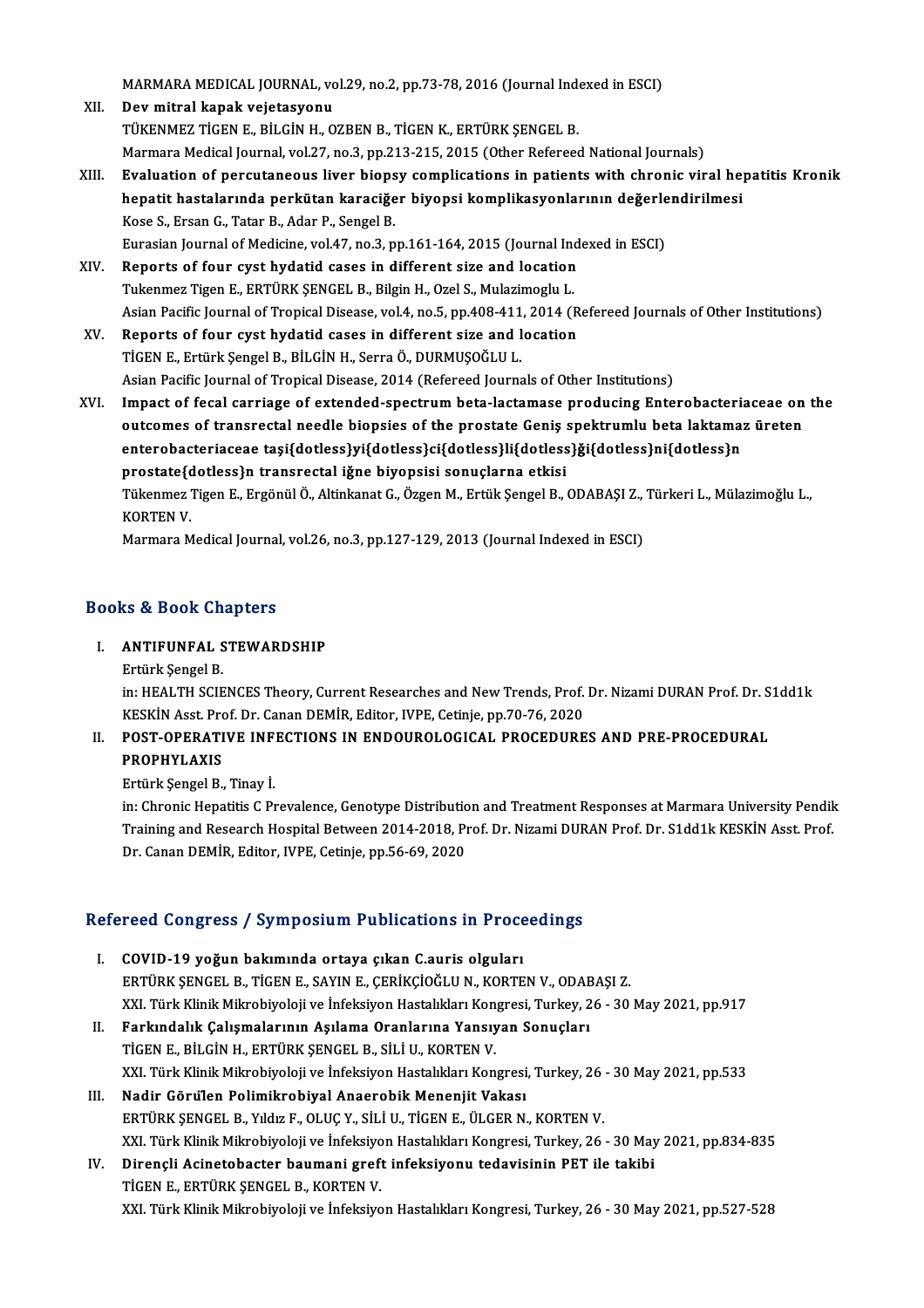MARMARA MEDICAL JOURNAL, vol.29, no.2, pp.73-78, 2016 (Journal Indexed in ESCI)

XII. **Dev mitral kapak vejetasyonu**
TÜKENMEZ TİGEN E., BİLGİN H., OZBEN B., TİGEN K., ERTÜRK ŞENGEL B.
Marmara Medical Journal, vol.27, no.3, pp.213-215, 2015 (Other Refereed National Journals)

XIII. **Evaluation of percutaneous liver biopsy complications in patients with chronic viral hepatitis Kronik hepatit hastalarında perkütan karaciğer biyopsi komplikasyonlarının değerlendirilmesi**
Kose S., Ersan G., Tatar B., Adar P., Sengel B.
Eurasian Journal of Medicine, vol.47, no.3, pp.161-164, 2015 (Journal Indexed in ESCI)

XIV. **Reports of four cyst hydatid cases in different size and location**
Tukenmez Tigen E., ERTÜRK ŞENGEL B., Bilgin H., Ozel S., Mulazimoglu L.
Asian Pacific Journal of Tropical Disease, vol.4, no.5, pp.408-411, 2014 (Refereed Journals of Other Institutions)

XV. **Reports of four cyst hydatid cases in different size and location**
TİGEN E., Ertürk Şengel B., BİLGİN H., Serra Ö., DURMUŞOĞLU L.
Asian Pacific Journal of Tropical Disease, 2014 (Refereed Journals of Other Institutions)

XVI. **Impact of fecal carriage of extended-spectrum beta-lactamase producing Enterobacteriaceae on the outcomes of transrectal needle biopsies of the prostate Geniş spektrumlu beta laktamaz üreten enterobacteriaceae taşi{dotless}yi{dotless}ci{dotless}li{dotless}ği{dotless}ni{dotless}n prostate{dotless}n transrectal iğne biyopsisi sonuçlarna etkisi**
Tükenmez Tigen E., Ergönül Ö., Altinkanat G., Özgen M., Ertük Şengel B., ODABAŞI Z., Türkeri L., Mülazimoğlu L., KORTEN V.
Marmara Medical Journal, vol.26, no.3, pp.127-129, 2013 (Journal Indexed in ESCI)

## Books & Book Chapters

I. **ANTIFUNFAL STEWARDSHIP**
Ertürk Şengel B.
in: HEALTH SCIENCES Theory, Current Researches and New Trends, Prof. Dr. Nizami DURAN Prof. Dr. S1dd1k KESKİN Asst. Prof. Dr. Canan DEMİR, Editor, IVPE, Cetinje, pp.70-76, 2020

II. **POST-OPERATIVE INFECTIONS IN ENDOUROLOGICAL PROCEDURES AND PRE-PROCEDURAL PROPHYLAXIS**
Ertürk Şengel B., Tinay İ.
in: Chronic Hepatitis C Prevalence, Genotype Distribution and Treatment Responses at Marmara University Pendik Training and Research Hospital Between 2014-2018, Prof. Dr. Nizami DURAN Prof. Dr. S1dd1k KESKİN Asst. Prof. Dr. Canan DEMİR, Editor, IVPE, Cetinje, pp.56-69, 2020

## Refereed Congress / Symposium Publications in Proceedings

I. **COVID-19 yoğun bakımında ortaya çıkan C.auris olguları**
ERTÜRK ŞENGEL B., TİGEN E., SAYIN E., ÇERİKÇİOĞLU N., KORTEN V., ODABAŞI Z.
XXI. Türk Klinik Mikrobiyoloji ve İnfeksiyon Hastalıkları Kongresi, Turkey, 26 - 30 May 2021, pp.917

II. **Farkındalık Çalışmalarının Aşılama Oranlarına Yansıyan Sonuçları**
TİGEN E., BİLGİN H., ERTÜRK ŞENGEL B., SİLİ U., KORTEN V.
XXI. Türk Klinik Mikrobiyoloji ve İnfeksiyon Hastalıkları Kongresi, Turkey, 26 - 30 May 2021, pp.533

III. **Nadir Görülen Polimikrobiyal Anaerobik Menenjit Vakası**
ERTÜRK ŞENGEL B., Yıldız F., OLUÇ Y., SİLİ U., TİGEN E., ÜLGER N., KORTEN V.
XXI. Türk Klinik Mikrobiyoloji ve İnfeksiyon Hastalıkları Kongresi, Turkey, 26 - 30 May 2021, pp.834-835

IV. **Dirençli Acinetobacter baumani greft infeksiyonu tedavisinin PET ile takibi**
TİGEN E., ERTÜRK ŞENGEL B., KORTEN V.
XXI. Türk Klinik Mikrobiyoloji ve İnfeksiyon Hastalıkları Kongresi, Turkey, 26 - 30 May 2021, pp.527-528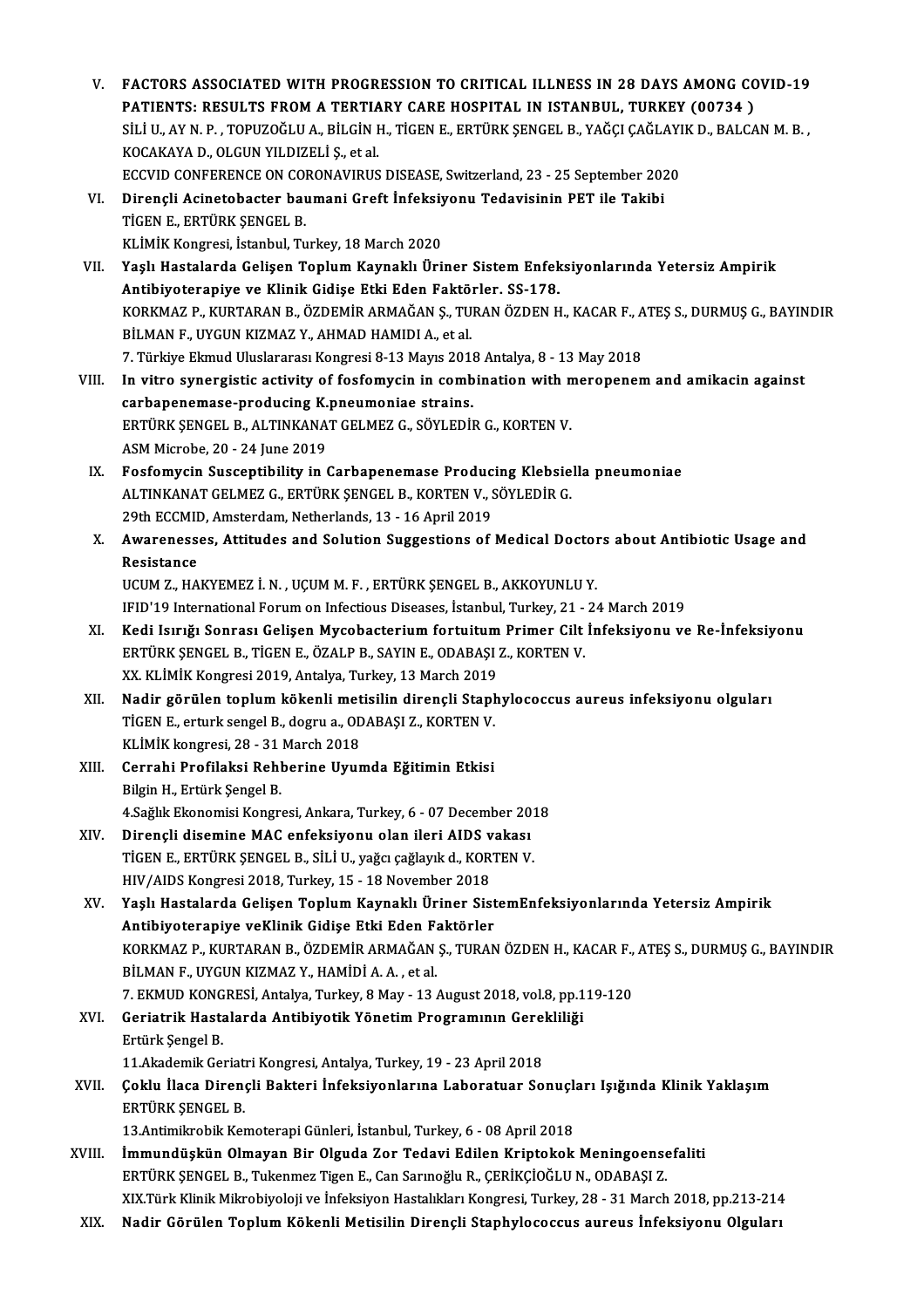V. **FACTORS ASSOCIATED WITH PROGRESSION TO CRITICAL ILLNESS IN 28 DAYS AMONG COVID-19 PATIENTS: RESULTS FROM A TERTIARY CARE HOSPITAL IN ISTANBUL, TURKEY (00734 )**
SİLİ U., AY N. P. , TOPUZOĞLU A., BİLGİN H., TİGEN E., ERTÜRK ŞENGEL B., YAĞÇI ÇAĞLAYIK D., BALCAN M. B. , KOCAKAYA D., OLGUN YILDIZELİ Ş., et al.
ECCVID CONFERENCE ON CORONAVIRUS DISEASE, Switzerland, 23 - 25 September 2020

VI. **Dirençli Acinetobacter baumani Greft İnfeksiyonu Tedavisinin PET ile Takibi**
TİGEN E., ERTÜRK ŞENGEL B.
KLİMİK Kongresi, İstanbul, Turkey, 18 March 2020

VII. **Yaşlı Hastalarda Gelişen Toplum Kaynaklı Üriner Sistem Enfeksiyonlarında Yetersiz Ampirik Antibiyoterapiye ve Klinik Gidişe Etki Eden Faktörler. SS-178.**
KORKMAZ P., KURTARAN B., ÖZDEMİR ARMAĞAN Ş., TURAN ÖZDEN H., KACAR F., ATEŞ S., DURMUŞ G., BAYINDIR BİLMAN F., UYGUN KIZMAZ Y., AHMAD HAMIDI A., et al.
7. Türkiye Ekmud Uluslararası Kongresi 8-13 Mayıs 2018 Antalya, 8 - 13 May 2018

VIII. **In vitro synergistic activity of fosfomycin in combination with meropenem and amikacin against carbapenemase-producing K.pneumoniae strains.**
ERTÜRK ŞENGEL B., ALTINKANAT GELMEZ G., SÖYLEDİR G., KORTEN V.
ASM Microbe, 20 - 24 June 2019

IX. **Fosfomycin Susceptibility in Carbapenemase Producing Klebsiella pneumoniae**
ALTINKANAT GELMEZ G., ERTÜRK ŞENGEL B., KORTEN V., SÖYLEDİR G.
29th ECCMID, Amsterdam, Netherlands, 13 - 16 April 2019

X. **Awarenesses, Attitudes and Solution Suggestions of Medical Doctors about Antibiotic Usage and Resistance**
UCUM Z., HAKYEMEZ İ. N. , UÇUM M. F. , ERTÜRK ŞENGEL B., AKKOYUNLU Y.
IFID'19 International Forum on Infectious Diseases, İstanbul, Turkey, 21 - 24 March 2019

XI. **Kedi Isırığı Sonrası Gelişen Mycobacterium fortuitum Primer Cilt İnfeksiyonu ve Re-İnfeksiyonu**
ERTÜRK ŞENGEL B., TİGEN E., ÖZALP B., SAYIN E., ODABAŞI Z., KORTEN V.
XX. KLİMİK Kongresi 2019, Antalya, Turkey, 13 March 2019

XII. **Nadir görülen toplum kökenli metisilin dirençli Staphylococcus aureus infeksiyonu olguları**
TİGEN E., erturk sengel B., dogru a., ODABAŞI Z., KORTEN V.
KLİMİK kongresi, 28 - 31 March 2018

XIII. **Cerrahi Profilaksi Rehberine Uyumda Eğitimin Etkisi**
Bilgin H., Ertürk Şengel B.
4.Sağlık Ekonomisi Kongresi, Ankara, Turkey, 6 - 07 December 2018

XIV. **Dirençli disemine MAC enfeksiyonu olan ileri AIDS vakası**
TİGEN E., ERTÜRK ŞENGEL B., SİLİ U., yağcı çağlayık d., KORTEN V.
HIV/AIDS Kongresi 2018, Turkey, 15 - 18 November 2018

XV. **Yaşlı Hastalarda Gelişen Toplum Kaynaklı Üriner SistemEnfeksiyonlarında Yetersiz Ampirik Antibiyoterapiye veKlinik Gidişe Etki Eden Faktörler**
KORKMAZ P., KURTARAN B., ÖZDEMİR ARMAĞAN Ş., TURAN ÖZDEN H., KACAR F., ATEŞ S., DURMUŞ G., BAYINDIR BİLMAN F., UYGUN KIZMAZ Y., HAMİDİ A. A. , et al.
7. EKMUD KONGRESİ, Antalya, Turkey, 8 May - 13 August 2018, vol.8, pp.119-120

XVI. **Geriatrik Hastalarda Antibiyotik Yönetim Programının Gerekliliği**
Ertürk Şengel B.
11.Akademik Geriatri Kongresi, Antalya, Turkey, 19 - 23 April 2018

XVII. **Çoklu İlaca Dirençli Bakteri İnfeksiyonlarına Laboratuar Sonuçları Işığında Klinik Yaklaşım**
ERTÜRK ŞENGEL B.
13.Antimikrobik Kemoterapi Günleri, İstanbul, Turkey, 6 - 08 April 2018

XVIII. **İmmundüşkün Olmayan Bir Olguda Zor Tedavi Edilen Kriptokok Meningoensefaliti**
ERTÜRK ŞENGEL B., Tukenmez Tigen E., Can Sarınoğlu R., ÇERİKÇİOĞLU N., ODABAŞI Z.
XIX.Türk Klinik Mikrobiyoloji ve İnfeksiyon Hastalıkları Kongresi, Turkey, 28 - 31 March 2018, pp.213-214

XIX. **Nadir Görülen Toplum Kökenli Metisilin Dirençli Staphylococcus aureus İnfeksiyonu Olguları**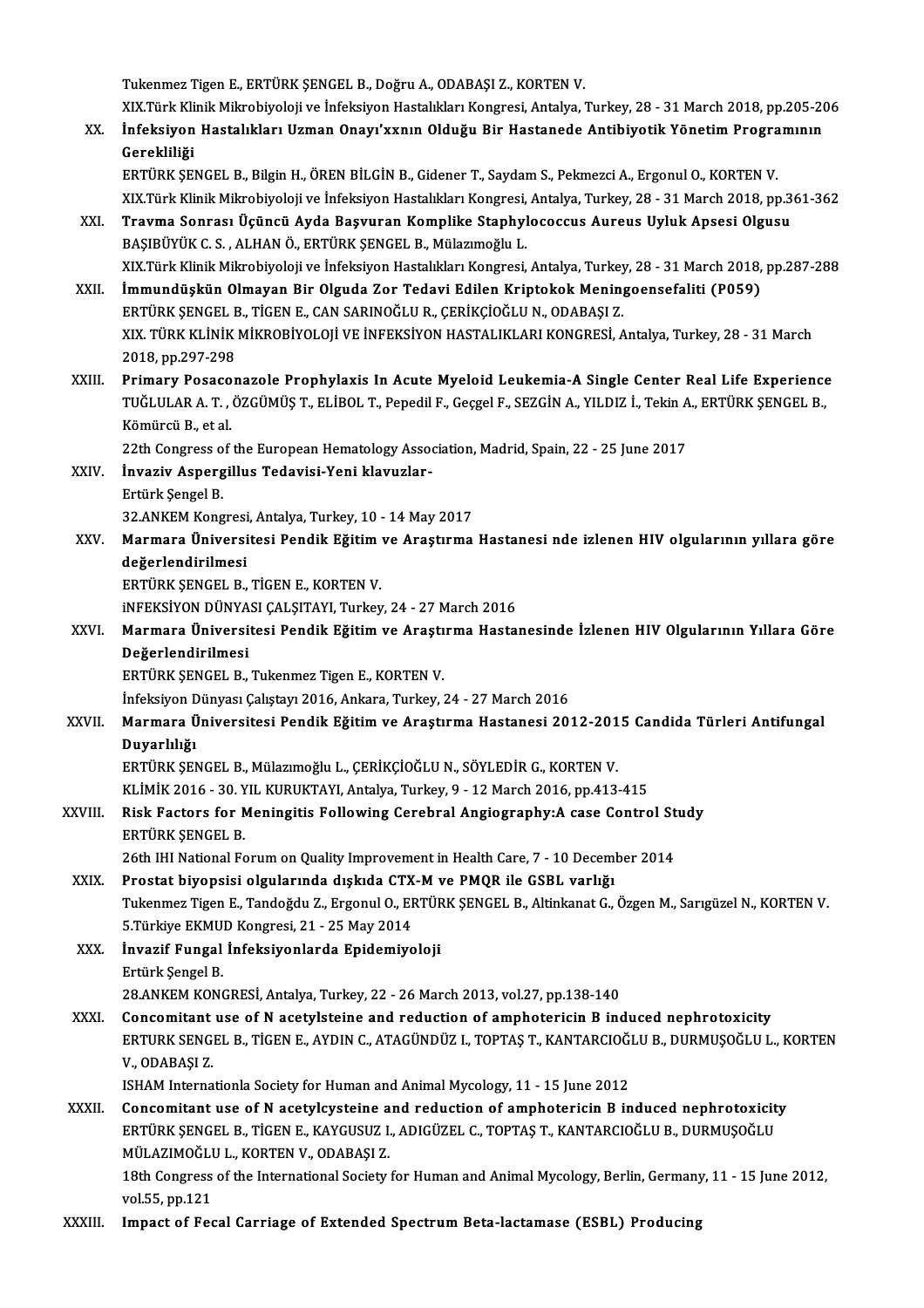Tukenmez Tigen E., ERTÜRK ŞENGEL B., Doğru A., ODABAŞI Z., KORTEN V.
XIX.Türk Klinik Mikrobiyoloji ve İnfeksiyon Hastalıkları Kongresi, Antalya, Turkey, 28 - 31 March 2018, pp.205-206

XX. **İnfeksiyon Hastalıkları Uzman Onayı'xxnın Olduğu Bir Hastanede Antibiyotik Yönetim Programının Gerekliliği**
ERTÜRK ŞENGEL B., Bilgin H., ÖREN BİLGİN B., Gidener T., Saydam S., Pekmezci A., Ergonul O., KORTEN V.
XIX.Türk Klinik Mikrobiyoloji ve İnfeksiyon Hastalıkları Kongresi, Antalya, Turkey, 28 - 31 March 2018, pp.361-362

XXI. **Travma Sonrası Üçüncü Ayda Başvuran Komplike Staphylococcus Aureus Uyluk Apsesi Olgusu**
BAŞIBÜYÜK C. S. , ALHAN Ö., ERTÜRK ŞENGEL B., Mülazımoğlu L.
XIX.Türk Klinik Mikrobiyoloji ve İnfeksiyon Hastalıkları Kongresi, Antalya, Turkey, 28 - 31 March 2018, pp.287-288

XXII. **İmmundüşkün Olmayan Bir Olguda Zor Tedavi Edilen Kriptokok Meningoensefaliti (P059)**
ERTÜRK ŞENGEL B., TİGEN E., CAN SARINOĞLU R., ÇERİKÇİOĞLU N., ODABAŞI Z.
XIX. TÜRK KLİNİK MİKROBİYOLOJİ VE İNFEKSİYON HASTALIKLARI KONGRESİ, Antalya, Turkey, 28 - 31 March 2018, pp.297-298

XXIII. **Primary Posaconazole Prophylaxis In Acute Myeloid Leukemia-A Single Center Real Life Experience**
TUĞLULAR A. T. , ÖZGÜMÜŞ T., ELİBOL T., Pepedil F., Geçgel F., SEZGİN A., YILDIZ İ., Tekin A., ERTÜRK ŞENGEL B., Kömürcü B., et al.
22th Congress of the European Hematology Association, Madrid, Spain, 22 - 25 June 2017

XXIV. **İnvaziv Aspergillus Tedavisi-Yeni klavuzlar-**
Ertürk Şengel B.
32.ANKEM Kongresi, Antalya, Turkey, 10 - 14 May 2017

XXV. **Marmara Üniversitesi Pendik Eğitim ve Araştırma Hastanesi nde izlenen HIV olgularının yıllara göre değerlendirilmesi**
ERTÜRK ŞENGEL B., TİGEN E., KORTEN V.
iNFEKSİYON DÜNYASI ÇALŞITAYI, Turkey, 24 - 27 March 2016

XXVI. **Marmara Üniversitesi Pendik Eğitim ve Araştırma Hastanesinde İzlenen HIV Olgularının Yıllara Göre Değerlendirilmesi**
ERTÜRK ŞENGEL B., Tukenmez Tigen E., KORTEN V.
İnfeksiyon Dünyası Çalıştayı 2016, Ankara, Turkey, 24 - 27 March 2016

XXVII. **Marmara Üniversitesi Pendik Eğitim ve Araştırma Hastanesi 2012-2015 Candida Türleri Antifungal Duyarlılığı**
ERTÜRK ŞENGEL B., Mülazımoğlu L., ÇERİKÇİOĞLU N., SÖYLEDİR G., KORTEN V.
KLİMİK 2016 - 30. YIL KURUKTAYI, Antalya, Turkey, 9 - 12 March 2016, pp.413-415

XXVIII. **Risk Factors for Meningitis Following Cerebral Angiography:A case Control Study**
ERTÜRK ŞENGEL B.
26th IHI National Forum on Quality Improvement in Health Care, 7 - 10 December 2014

XXIX. **Prostat biyopsisi olgularında dışkıda CTX-M ve PMQR ile GSBL varlığı**
Tukenmez Tigen E., Tandoğdu Z., Ergonul O., ERTÜRK ŞENGEL B., Altinkanat G., Özgen M., Sarıgüzel N., KORTEN V.
5.Türkiye EKMUD Kongresi, 21 - 25 May 2014

XXX. **İnvazif Fungal İnfeksiyonlarda Epidemiyoloji**
Ertürk Şengel B.
28.ANKEM KONGRESİ, Antalya, Turkey, 22 - 26 March 2013, vol.27, pp.138-140

XXXI. **Concomitant use of N acetylsteine and reduction of amphotericin B induced nephrotoxicity**
ERTURK SENGEL B., TİGEN E., AYDIN C., ATAGÜNDÜZ I., TOPTAŞ T., KANTARCIOĞLU B., DURMUŞOĞLU L., KORTEN V., ODABAŞI Z.
ISHAM Internationla Society for Human and Animal Mycology, 11 - 15 June 2012

XXXII. **Concomitant use of N acetylcysteine and reduction of amphotericin B induced nephrotoxicity**
ERTÜRK ŞENGEL B., TİGEN E., KAYGUSUZ I., ADIGÜZEL C., TOPTAŞ T., KANTARCIOĞLU B., DURMUŞOĞLU MÜLAZIMOĞLU L., KORTEN V., ODABAŞI Z.
18th Congress of the International Society for Human and Animal Mycology, Berlin, Germany, 11 - 15 June 2012, vol.55, pp.121

XXXIII. **Impact of Fecal Carriage of Extended Spectrum Beta-lactamase (ESBL) Producing**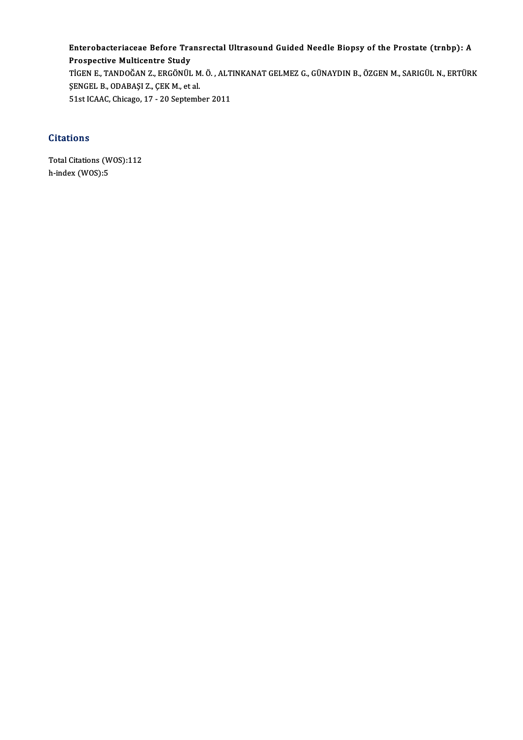Enterobacteriaceae Before Transrectal Ultrasound Guided Needle Biopsy of the Prostate (trnbp): A Prospective Multicentre Study
TİGEN E., TANDOĞAN Z., ERGÖNÜL M. Ö. , ALTINKANAT GELMEZ G., GÜNAYDIN B., ÖZGEN M., SARIGÜL N., ERTÜRK ŞENGEL B., ODABAŞI Z., ÇEK M., et al.
51st ICAAC, Chicago, 17 - 20 September 2011

## Citations

Total Citations (WOS):112
h-index (WOS):5